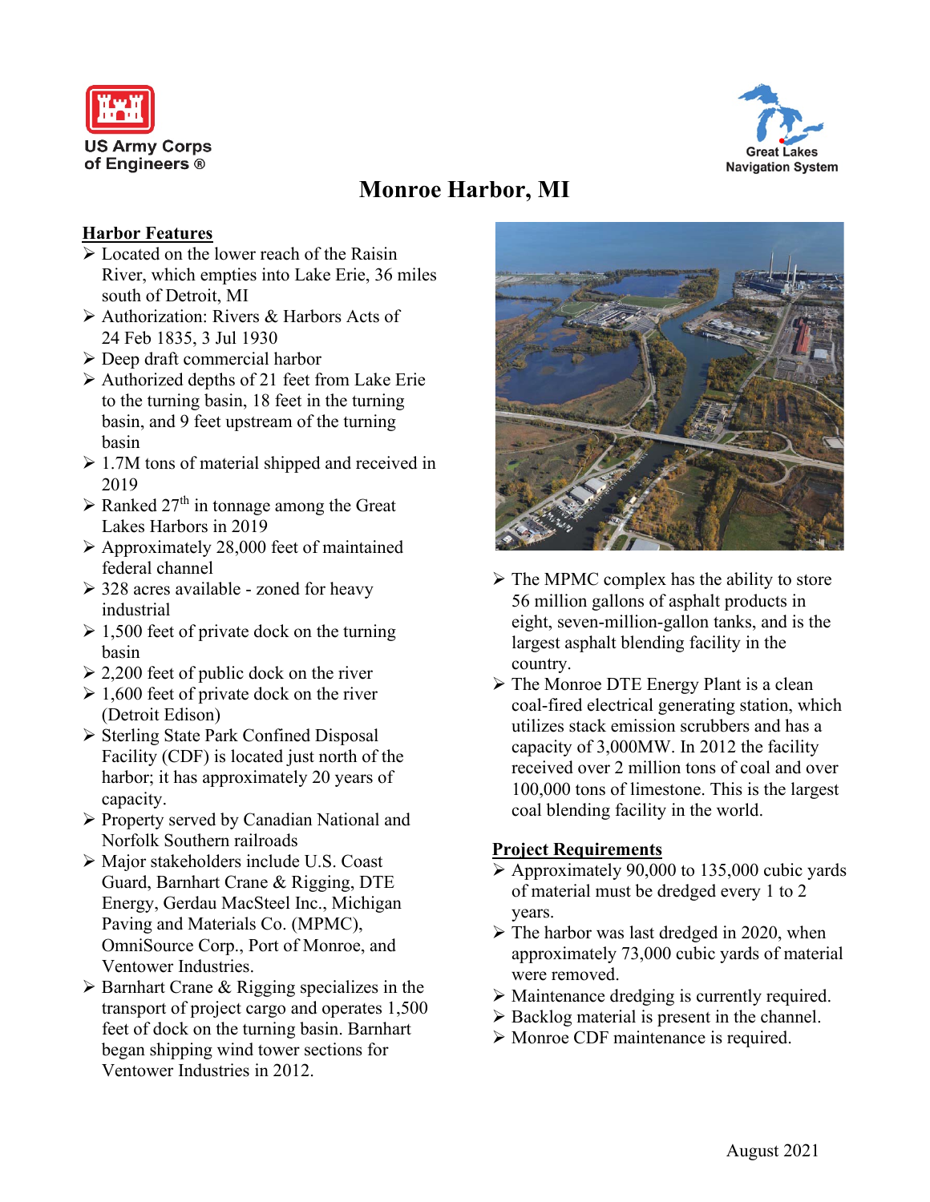US Army Corps of Engineers ®

Great Lakes Navigation System

# Monroe Harbor, MI

## Harbor Features

- Located on the lower reach of the Raisin River, which empties into Lake Erie, 36 miles south of Detroit, MI
- Authorization: Rivers & Harbors Acts of 24 Feb 1835, 3 Jul 1930
- Deep draft commercial harbor
- Authorized depths of 21 feet from Lake Erie to the turning basin, 18 feet in the turning basin, and 9 feet upstream of the turning basin
- 1.7M tons of material shipped and received in 2019
- Ranked 27th in tonnage among the Great Lakes Harbors in 2019
- Approximately 28,000 feet of maintained federal channel
- 328 acres available - zoned for heavy industrial
- 1,500 feet of private dock on the turning basin
- 2,200 feet of public dock on the river
- 1,600 feet of private dock on the river (Detroit Edison)
- Sterling State Park Confined Disposal Facility (CDF) is located just north of the harbor; it has approximately 20 years of capacity.
- Property served by Canadian National and Norfolk Southern railroads
- Major stakeholders include U.S. Coast Guard, Barnhart Crane & Rigging, DTE Energy, Gerdau MacSteel Inc., Michigan Paving and Materials Co. (MPMC), OmniSource Corp., Port of Monroe, and Ventower Industries.
- Barnhart Crane & Rigging specializes in the transport of project cargo and operates 1,500 feet of dock on the turning basin. Barnhart began shipping wind tower sections for Ventower Industries in 2012.
- The MPMC complex has the ability to store 56 million gallons of asphalt products in eight, seven-million-gallon tanks, and is the largest asphalt blending facility in the country.
- The Monroe DTE Energy Plant is a clean coal-fired electrical generating station, which utilizes stack emission scrubbers and has a capacity of 3,000MW. In 2012 the facility received over 2 million tons of coal and over 100,000 tons of limestone. This is the largest coal blending facility in the world.

## Project Requirements

- Approximately 90,000 to 135,000 cubic yards of material must be dredged every 1 to 2 years.
- The harbor was last dredged in 2020, when approximately 73,000 cubic yards of material were removed.
- Maintenance dredging is currently required.
- Backlog material is present in the channel.
- Monroe CDF maintenance is required.

August 2021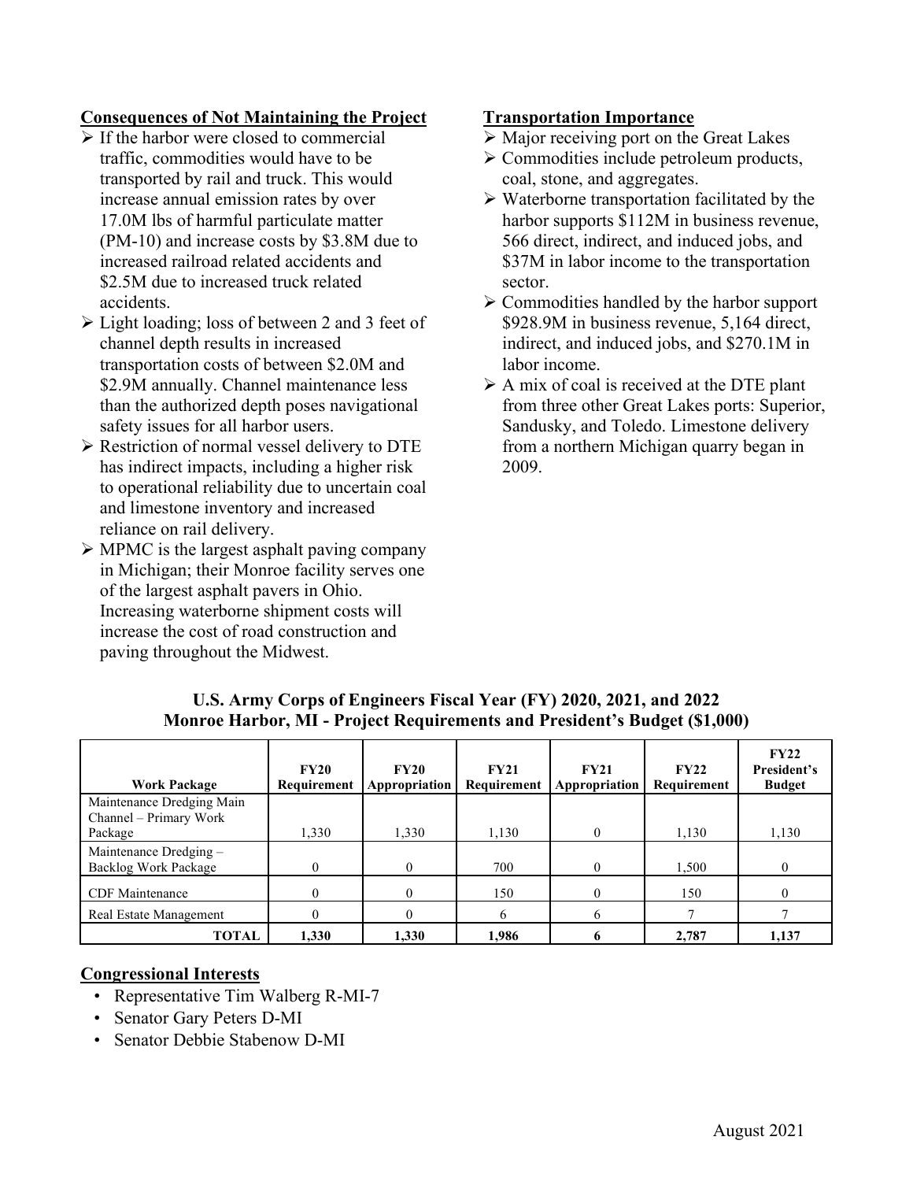## Consequences of Not Maintaining the Project

- If the harbor were closed to commercial traffic, commodities would have to be transported by rail and truck. This would increase annual emission rates by over 17.0M lbs of harmful particulate matter (PM-10) and increase costs by $3.8M due to increased railroad related accidents and $2.5M due to increased truck related accidents.
- Light loading; loss of between 2 and 3 feet of channel depth results in increased transportation costs of between $2.0M and $2.9M annually. Channel maintenance less than the authorized depth poses navigational safety issues for all harbor users.
- Restriction of normal vessel delivery to DTE has indirect impacts, including a higher risk to operational reliability due to uncertain coal and limestone inventory and increased reliance on rail delivery.
- MPMC is the largest asphalt paving company in Michigan; their Monroe facility serves one of the largest asphalt pavers in Ohio. Increasing waterborne shipment costs will increase the cost of road construction and paving throughout the Midwest.

## Transportation Importance

- Major receiving port on the Great Lakes
- Commodities include petroleum products, coal, stone, and aggregates.
- Waterborne transportation facilitated by the harbor supports $112M in business revenue, 566 direct, indirect, and induced jobs, and $37M in labor income to the transportation sector.
- Commodities handled by the harbor support $928.9M in business revenue, 5,164 direct, indirect, and induced jobs, and $270.1M in labor income.
- A mix of coal is received at the DTE plant from three other Great Lakes ports: Superior, Sandusky, and Toledo. Limestone delivery from a northern Michigan quarry began in 2009.

**U.S. Army Corps of Engineers Fiscal Year (FY) 2020, 2021, and 2022**
**Monroe Harbor, MI - Project Requirements and President's Budget ($1,000)**

| Work Package | FY20 Requirement | FY20 Appropriation | FY21 Requirement | FY21 Appropriation | FY22 Requirement | FY22 President's Budget |
|---|---|---|---|---|---|---|
| Maintenance Dredging Main Channel – Primary Work Package | 1,330 | 1,330 | 1,130 | 0 | 1,130 | 1,130 |
| Maintenance Dredging – Backlog Work Package | 0 | 0 | 700 | 0 | 1,500 | 0 |
| CDF Maintenance | 0 | 0 | 150 | 0 | 150 | 0 |
| Real Estate Management | 0 | 0 | 6 | 6 | 7 | 7 |
| **TOTAL** | **1,330** | **1,330** | **1,986** | **6** | **2,787** | **1,137** |

## Congressional Interests

- Representative Tim Walberg R-MI-7
- Senator Gary Peters D-MI
- Senator Debbie Stabenow D-MI

August 2021